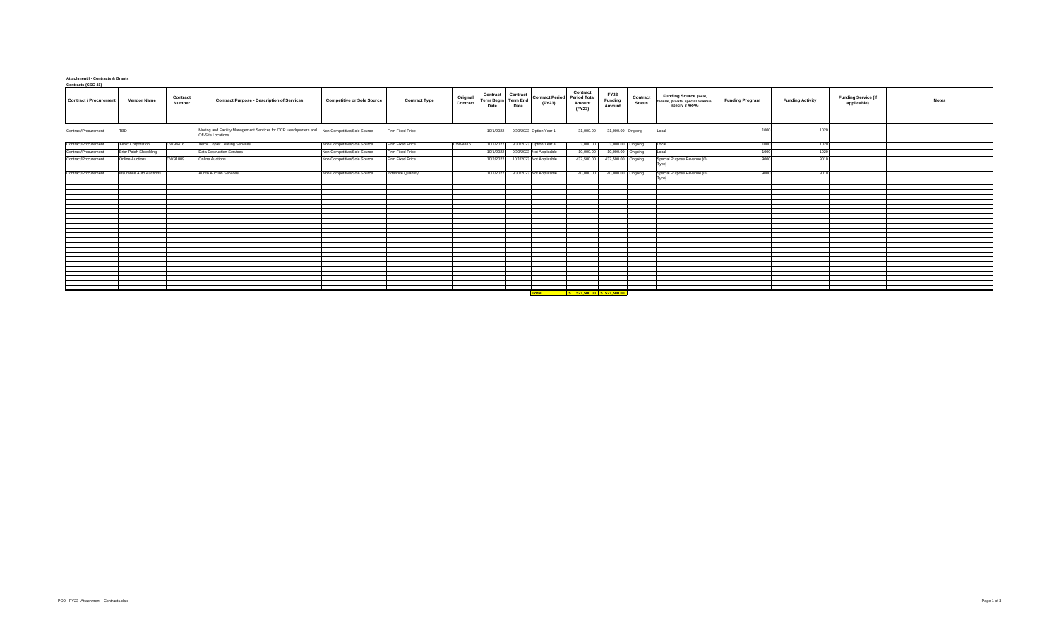**Attachment I - Contracts & Grants**

**Contracts (CSG 41)**

| Contract / Procurement | Vendor Name | Contract Number | Contract Purpose - Description of Services | Competitive or Sole Source | Contract Type | Original Contract | Contract Term Begin Date | Contract Term End Date | Contract Period (FY23) | Contract Period Total Amount (FY23) | FY23 Funding Amount | Contract Status | Funding Source (local, federal, private, special revenue, specify if ARPA) | Funding Program | Funding Activity | Funding Service (if applicable) | Notes |
|---|---|---|---|---|---|---|---|---|---|---|---|---|---|---|---|---|---|
| Contract/Procurement | TBD | | Moving and Facility Management Services for OCP Headquarters and Off-Site Locations | Non-Competitive/Sole Source | Firm Fixed Price | | 10/1/2022 | 9/30/2023 | Option Year 1 | 31,000.00 | 31,000.00 | Ongoing | Local | 1000 | 1020 | | |
| Contract/Procurement | Xerox Corporation | CW94416 | Xerox Copier Leasing Services | Non-Competitive/Sole Source | Firm Fixed Price | CW94416 | 10/1/2022 | 9/30/2023 | Option Year 4 | 3,000.00 | 3,000.00 | Ongoing | Local | 1000 | 1020 | | |
| Contract/Procurement | Briar Patch Shredding | | Data Destruction Services | Non-Competitive/Sole Source | Firm Fixed Price | | 10/1/2022 | 9/30/2023 | Not Applicable | 10,000.00 | 10,000.00 | Ongoing | Local | 1000 | 1020 | | |
| Contract/Procurement | Online Auctions | CW91009 | Online Auctions | Non-Competitive/Sole Source | Firm Fixed Price | | 10/2/2022 | 10/1/2023 | Not Applicable | 437,500.00 | 437,500.00 | Ongoing | Special Purpose Revenue (O-Type) | 9000 | 9010 | | |
| Contract/Procurement | Insurance Auto Auctions | | Auoto Auction Services | Non-Competitive/Sole Source | Indefinite Quantity | | 10/1/2022 | 9/30/2023 | Not Applicable | 40,000.00 | 40,000.00 | Ongoing | Special Purpose Revenue (O-Type) | 9000 | 9010 | | |
| | | | | | | | | | **Total** | $ 521,500.00 | $ 521,500.00 | | | | | | |

PCO - FY23 Attachment I Contracts.xlsx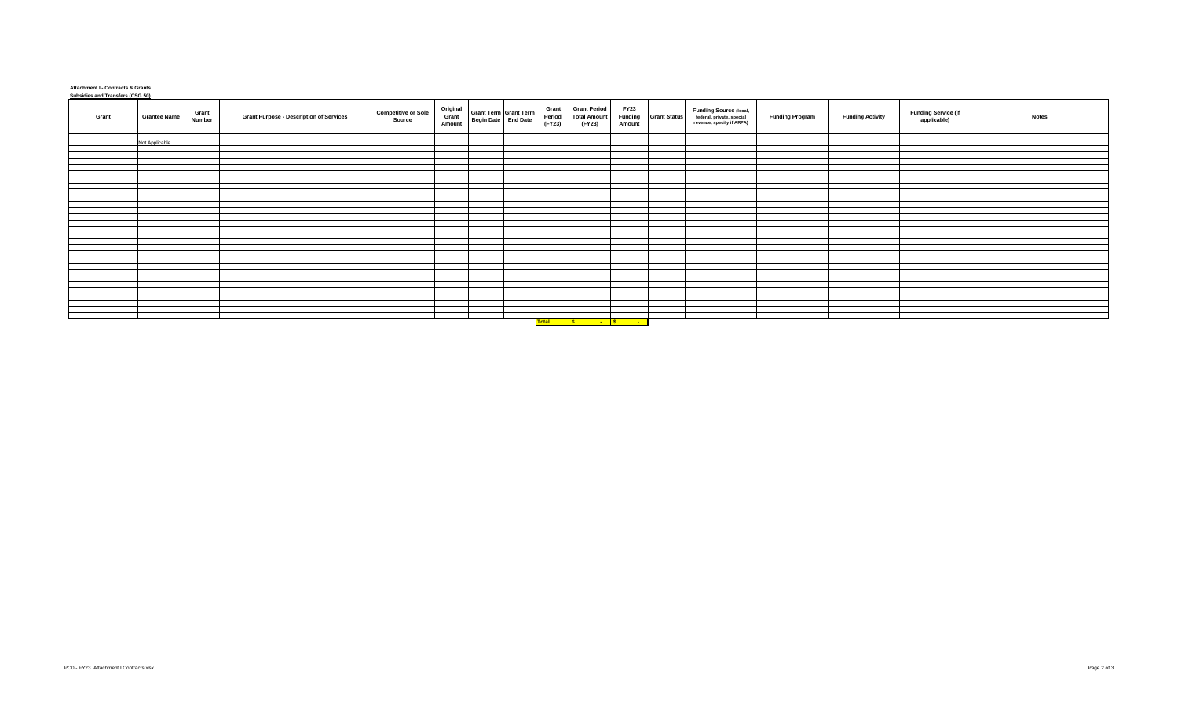**Attachment I - Contracts & Grants**

**Subsidies and Transfers (CSG 50)**

| Grant | Grantee Name | Grant Number | Grant Purpose - Description of Services | Competitive or Sole Source | Original Grant Amount | Grant Term Begin Date | Grant Term End Date | Grant Period (FY23) | Grant Period Total Amount (FY23) | FY23 Funding Amount | Grant Status | Funding Source (local, federal, private, special revenue, specify if ARPA) | Funding Program | Funding Activity | Funding Service (if applicable) | Notes |
|---|---|---|---|---|---|---|---|---|---|---|---|---|---|---|---|---|
| | Not Applicable | | | | | | | | | | | | | | | |
| | | | | | | | | Total | $ - | $ - | | | | | | |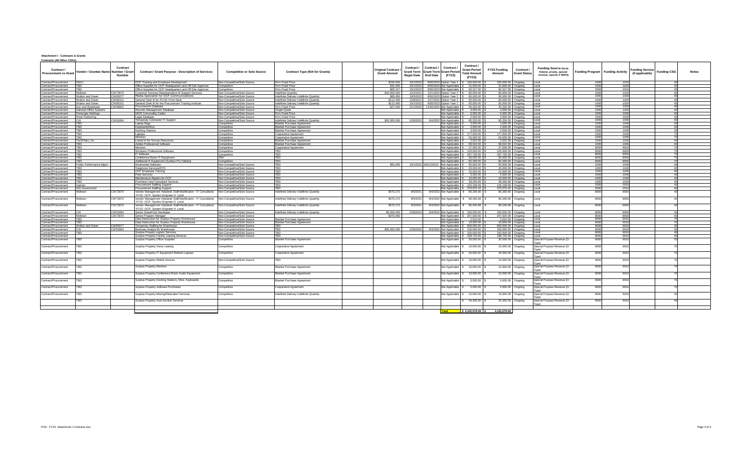**Attachment I - Contracts & Grants**

**Contracts (All Other CSGs)**

| Contract / Procurement vs Grant | Vendor / Grantee Name | Contract Number / Grant Number | Contract / Grant Purpose - Description of Services | Competitive or Sole Source | Contract Type (N/A for Grants) | Original Contract / Grant Amount | Contract / Grant Term Begin Date | Contract / Grant Term End Date | Contract / Grant Period (FY23) | Contract / Grant Period Total Amount (FY23) | FY23 Funding Amount | Contract / Grant Status | Funding Source (local, federal, private, special revenue, specify if ARPA) | Funding Program | Funding Activity | Funding Service (if applicable) | Funding CSG | Notes |
|---|---|---|---|---|---|---|---|---|---|---|---|---|---|---|---|---|---|---|
| Contract/Procurement | GWU | | OCP Training and Employee Development | Non-Competitive/Sole Source | Firm Fixed Price | $150,000 | 10/1/2022 | 9/30/2023 | Option Year 1 | $ 150,000.00 | $ 150,000.00 | Ongoing | Local | 1000 | 1015 | | 40 | |
| Contract/Procurement | TBD | | Office Supplies for OCP Headquarters and Off-Site Agencies | Competitive | Firm Fixed Price | $31,500 | 10/1/2022 | 9/30/2023 | Not Applicable | $ 31,500.00 | $ 31,500.00 | Ongoing | Local | 1000 | 1020 | | 20 | |
| Contract/Procurement | TBD | | Office Supplies for OCP Headquarters and Off-Site Agencies | Competitive | Firm Fixed Price | $60,317 | 10/1/2022 | 9/30/2023 | Not Applicable | $ 60,317.00 | $ 60,317.00 | Ongoing | Local | 2000 | 2010 | | 20 | |
| Contract/Procurement | Midtown | CW72870 | Customer Services Representative III-Support Services | Non-Competitive/Sole Source | Indefinite Quantity | $10,000,000 | 12/1/2021 | 12/1/2022 | Option Year 3 | $ 80,000.00 | $ 80,000.00 | Ongoing | Local | 1000 | 1020 | | 40 | |
| Contract/Procurement | Walton and Green | CW65077 | Media Specialist for OCP Communications | Non-Competitive/Sole Source | Indefinite Delivery Indefinite Quantity | $85,656 | 10/5/2022 | 9/30/2023 | Option Year 2 | $ 95,000.00 | $ 95,000.00 | Ongoing | Local | 1000 | 1020 | | 40 | |
| Contract/Procurement | Walton and Green | CW96101 | General Clerk III for PCOE Front Desk | Non-Competitive/Sole Source | Indefinite Delivery Indefinite Quantity | $112,400 | 12/8/2021 | 12/7/2022 | Option Year 2 | $ 65,000.00 | $ 65,000.00 | Ongoing | Local | 1000 | 1020 | | 40 | |
| Contract/Procurement | Walton and Green | CW96101 | General Clerk III for the Procurement Training Institute | Non-Competitive/Sole Source | Indefinite Delivery Indefinite Quantity | $112,400 | 10/1/2022 | 9/30/2023 | Option Year 1 | $ 65,000.00 | $ 65,000.00 | Ongoing | Local | 1000 | 1020 | | 40 | |
| Contract/Procurement | Dun and Bradstreet | CW58902 | Procurement Database | Non-Competitive/Sole Source | Firm Fixed Price | $27,500 | 12/1/2020 | 11/30/2022 | Not Applicable | $ 35,250.00 | $ 35,250.00 | Ongoing | Local | 1000 | 1020 | | 40 | |
| Contract/Procurement | National Office Systems | | Records Management Database | Non-Competitive/Sole Source | Single Quote | | | | Not Applicable | $ 4,000.00 | $ 4,000.00 | Ongoing | Local | 1000 | 1020 | | 40 | |
| Contract/Procurement | Periscope Holdings | | NIGP Commodity Codes | Non-Competitive/Sole Source | Firm Fixed Price | | | | Not Applicable | $ 5,000.00 | $ 5,000.00 | Ongoing | Local | 1000 | 1040 | | 40 | |
| Contract/Procurement | West Publishing | | Legal Database | Non-Competitive/Sole Source | Firm Fixed Price | | | | Not Applicable | $ 2,000.00 | $ 2,000.00 | Ongoing | Local | 1000 | 1020 | | 40 | |
| Contract/Procurement | CAI | CW91684 | Temporary Contractor IT Support | Non-Competitive/Sole Source | Indefinite Delivery Indefinite Quantity | $65,000,000 | 2/28/2022 | 6/4/2022 | Not Applicable | $ 85,250.00 | $ 85,250.00 | Ongoing | Local | 1000 | 1040 | | 40 | |
| Contract/Procurement | TBD | | Laptop Bags | Competitive | Blanket Purchase Agreement | | | | Not Applicable | $ 2,000.00 | $ 2,000.00 | Ongoing | Local | 1000 | 1040 | | 20 | |
| Contract/Procurement | TBD | | Keyboards/Mice | Competitive | Blanket Purchase Agreement | | | | Not Applicable | $ 2,000.00 | $ 2,000.00 | Ongoing | Local | 1000 | 1040 | | 20 | |
| Contract/Procurement | TBD | | Docking Stations | Competitive | Blanket Purchase Agreement | | | | Not Applicable | $ 3,500.00 | $ 3,500.00 | Ongoing | Local | 1000 | 1040 | | 20 | |
| Contract/Procurement | TBD | | Laptops | Competitive | Cooperative Agreement | | | | Not Applicable | $ 177,000.00 | $ 177,000.00 | Ongoing | Local | 1000 | 1040 | | 70 | |
| Contract/Procurement | TBD | | Monitors | Competitive | Cooperative Agreement | | | | Not Applicable | $ 63,000.00 | $ 63,000.00 | Ongoing | Local | 1000 | 1040 | | 70 | |
| Contract/Procurement | TechHairs, Inc | | Linked In for Human Resources | Competitive | Blanket Purchase Agreement | | | | Not Applicable | $ 2,622.00 | $ 2,622.00 | Ongoing | Local | 1000 | 1020 | | 40 | |
| Contract/Procurement | TBD | | Adobe Professional Software | Competitive | Blanket Purchase Agreement | | | | Not Applicable | $ 68,022.00 | $ 68,022.00 | Ongoing | Local | 1000 | 1040 | | 40 | |
| Contract/Procurement | TBD | | Monitors | Competitive | Cooperative Agreement | | | | Not Applicable | $ 27,000.00 | $ 27,000.00 | Ongoing | Local | 9000 | 9010 | | 70 | |
| Contract/Procurement | TBD | | Windows Professional Software | Competitive | TBD | | | | Not Applicable | $ 120,000.00 | $ 120,000.00 | Ongoing | Local | 8000 | 8050 | | 70 | |
| Contract/Procurement | TBD | | IT Software | Competitive | TBD | | | | Not Applicable | $ 297,735.00 | $ 297,735.00 | Ongoing | Local | 8000 | 8050 | | 70 | |
| Contract/Procurement | TBD | | Conference Room IT Equipment | TBD | TBD | | | | Not Applicable | $ 90,000.00 | $ 90,000.00 | Ongoing | Local | 8000 | 8050 | | 70 | |
| Contract/Procurement | TBD | | Additional IT Equipment (Surface Pro Tablets) | Competitive | TBD | | | | Not Applicable | $ 82,265.00 | $ 82,265.00 | Ongoing | Local | 8000 | 8050 | | 70 | |
| Contract/Procurement | Public Performance Mgmt | | Smartsheet Software | Non-Competitive/Sole Source | TBD | $55,000 | 10/1/2021 | 10/01/2021 | Not Applicable | $ 55,000.00 | $ 55,000.00 | Ongoing | Local | 1000 | 1040 | | 40 | |
| Contract/Procurement | TBD | | Telephone Services/RTS | Non-Competitive/Sole Source | TBD | | | | Not Applicable | $ 20,000.00 | $ 20,000.00 | Ongoing | Local | 1000 | 1040 | | 40 | |
| Contract/Procurement | TBD | | OCP Employee Training | Non-Competitive/Sole Source | TBD | | | | Not Applicable | $ 10,000.00 | $ 10,000.00 | Ongoing | Local | 1000 | 1040 | | 40 | |
| Contract/Procurement | TBD | | Fleet Services | Non-Competitive/Sole Source | TBD | | | | Not Applicable | $ 5,000.00 | $ 5,000.00 | Ongoing | Local | 1000 | 1040 | | 40 | |
| Contract/Procurement | TBD | | Maintenance Repairs for OCP | Non-Competitive/Sole Source | TBD | | | | Not Applicable | $ 10,000.00 | $ 10,000.00 | Ongoing | Local | 1000 | 1040 | | 40 | |
| Contract/Procurement | TBD | | Purchase Card Consultant Services | Non-Competitive/Sole Source | TBD | | | | Not Applicable | $ 39,256.69 | $ 39,256.69 | Ongoing | Local | 1000 | 1020 | | 40 | |
| Contract/Procurement | Gartner | | Procurement Staffing Support | Non-Competitive/Sole Source | TBD | | | | Not Applicable | $ 125,199.56 | $ 125,199.56 | Ongoing | Local | 2000 | 2010 | | 40 | |
| Contract/Procurement | ASI Government | | Procurement Staffing Support | Non-Competitive/Sole Source | TBD | | | | Not Applicable | $ 370,075.44 | $ 370,075.44 | Ongoing | Local | 2000 | 2010 | | 40 | |
| Contract/Procurement | Midtown | CW72870 | Vendor Management Helpdesk Staff-Modification - IT Consultants -FY22- OCP- System Engineer II- Local | Non-Competitive/Sole Source | Indefinite Delivery Indefinite Quantity | $570,272 | 8/5/2021 | 8/4/2022 | Not Applicable | $ 86,266.66 | $ 86,266.66 | Ongoing | Local | 8000 | 8050 | | 40 | |
| Contract/Procurement | Midtown | CW72870 | Vendor Management Helpdesk Staff-Modification - IT Consultants -FY22- OCP- System Engineer II- Local | Non-Competitive/Sole Source | Indefinite Delivery Indefinite Quantity | $570,272 | 8/5/2021 | 8/4/2022 | Not Applicable | $ 86,266.66 | $ 86,266.66 | Ongoing | Local | 8000 | 8050 | | 40 | |
| Contract/Procurement | Midtown | CW72870 | Vendor Management Helpdesk Staff-Modification - IT Consultants -FY22- OCP- System Engineer II- Local | Non-Competitive/Sole Source | Indefinite Delivery Indefinite Quantity | $570,272 | 8/5/2021 | 8/4/2022 | Not Applicable | $ 85,546.68 | $ 85,546.68 | Ongoing | Local | 8000 | 8050 | | 40 | |
| Contract/Procurement | CAI | CW91684 | Senior SharePoint Developer | Non-Competitive/Sole Source | Indefinite Delivery Indefinite Quantity | $6,500,000 | 2/28/2022 | 6/4/2022 | Not Applicable | $ 160,000.00 | $ 160,000.00 | Ongoing | Local | 8000 | 8050 | | 40 | |
| Contract/Procurement | Midtown | CW72870 | Senior Program Manager | Non-Competitive/Sole Source | | $370,960 | | | Not Applicable | $ 257,920.00 | $ 257,920.00 | Ongoing | Local | 8000 | 8050 | | 40 | |
| Contract/Procurement | TBD | | Data Destruction for Surplus Property Warehouse | Non-Competitive/Sole Source | Blanket Purchase Agreement | | | | Not Applicable | 2,610.00 | 2,610.00 | Ongoing | Local | 9000 | 9010 | | 70 | |
| Contract/Procurement | TBD | | Data Destruction for Surplus Property Warehouse | Non-Competitive/Sole Source | Blanket Purchase Agreement | | | | Not Applicable | $ 10,000.00 | $ 10,000.00 | Ongoing | Local | 9000 | 9010 | | 70 | |
| Contract/Procurement | Walton and Green | CW65077 | Temporary Staffing for Warehouse | Non-Competitive/Sole Source | TBD | | | | Not Applicable | $ 600,000.00 | $ 600,000.00 | Ongoing | Local | 9000 | 9010 | | 40 | |
| Contract/Procurement | CAI | CW91684 | Business Analyst for Warehouse | Non-Competitive/Sole Source | TBD | $65,000,000 | 2/28/2022 | 6/4/2022 | Not Applicable | $ 100,000.00 | $ 100,000.00 | Ongoing | Local | 9000 | 9010 | | 40 | |
| Contract/Procurement | TBD | | Surplus Property Logistic Services | Non-Competitive/Sole Source | TBD | | | | Not Applicable | $ 100,000.00 | $ 100,000.00 | Ongoing | Local | 9000 | 9010 | | 40 | |
| Contract/Procurement | | | Surplus Property Facility Leasing Services | Non-Competitive/Sole Source | TBD | | | | Not Applicable | $ 199,720.00 | $ 199,720.00 | Ongoing | Local | 9000 | 9010 | | 40 | |
| Contract/Procurement | TBD | | Surplus Property Office Supplies | Competitive | Blanket Purchase Agreement | | | | Not Applicable | $ 30,000.00 | $ 30,000.00 | Ongoing | Special Purpose Revenue (O-Type) | 9000 | 9010 | | 20 | |
| Contract/Procurement | TBD | | Surplus Property Xerox Leasing | Competitive | Cooperative Agreement | | | | Not Applicable | $ 10,000.00 | $ 10,000.00 | Ongoing | Special Purpose Revenue (O-Type) | 9000 | 9010 | | 70 | |
| Contract/Procurement | TBD | | Surplus Property IT Equipment Refresh-Laptops | Competitive | Cooperative Agreement | | | | Not Applicable | $ 40,000.00 | $ 40,000.00 | Ongoing | Special Purpose Revenue (O-Type) | 9000 | 9010 | | 70 | |
| Contract/Procurement | TBD | | Surplus Property Mobile Devices | Non-Competitive/Sole Source | TBD | | | | Not Applicable | $ 10,000.00 | $ 10,000.00 | Ongoing | Special Purpose Revenue (O-Type) | 9000 | 9010 | | 70 | |
| Contract/Procurement | TBD | | Surplus Property Monitors | Competitive | Blanket Purchase Agreement | | | | Not Applicable | $ 10,000.00 | $ 10,000.00 | Ongoing | Special Purpose Revenue (O-Type) | 9000 | 9010 | | 70 | |
| Contract/Procurement | TBD | | Surplus Property Conference Room Audio Equipment | Competitive | Blanket Purchase Agreement | | | | Not Applicable | $ 10,000.00 | $ 10,000.00 | Ongoing | Special Purpose Revenue (O-Type) | 9000 | 9010 | | 70 | |
| Contract/Procurement | TBD | | Surplus Property Docking Stations, Mice, Keyboards | Competitive | Blanket Purchase Agreement | | | | Not Applicable | $ 5,000.00 | $ 5,000.00 | Ongoing | Special Purpose Revenue (O-Type) | 9000 | 9010 | | 70 | |
| Contract/Procurement | TBD | | Surplus Property Software Purchases | Competitive | Cooperative Agreement | | | | Not Applicable | $ 5,000.00 | $ 5,000.00 | Ongoing | Special Purpose Revenue (O-Type) | 9000 | 9010 | | 70 | |
| Contract/Procurement | TBD | | Surplus Property Moving/Relocation Services | Competitive | Indefinite Delivery Indefinite Quantity | | | | Not Applicable | $ 15,000.00 | $ 15,000.00 | Ongoing | Special Purpose Revenue (O-Type) | 9000 | 9010 | | 40 | |
| | TBD | | Surplus Property Auto Auction Services | | | | | | | $ 34,356.00 | $ 34,356.00 | Ongoing | Special Purpose Revenue (O-Type) | 9000 | 9010 | | 40 | |
| | | | | | | | | | **Total** | **$ 4,105,678.69** | **$ 4,105,678.69** | | | | | | | |

PO0 - FY23 Attachment I Contracts.xlsx